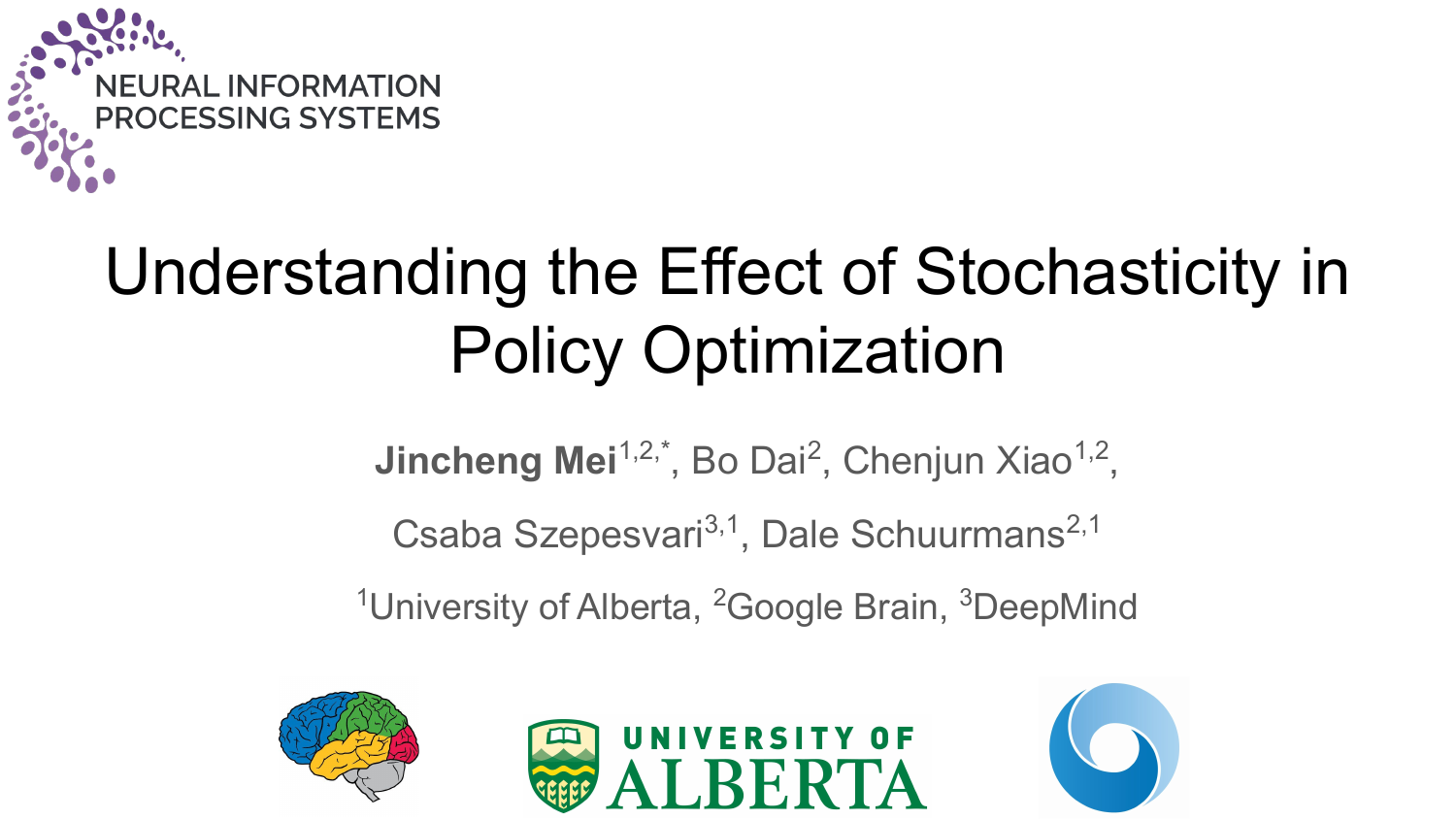NEURAL INFORMATION PROCESSING SYSTEMS

# Understanding the Effect of Stochasticity in Policy Optimization

**Jincheng Mei**[1,2,*], Bo Dai[2], Chenjun Xiao[1,2], Csaba Szepesvari[3,1], Dale Schuurmans[2,1]

[1]University of Alberta, [2]Google Brain, [3]DeepMind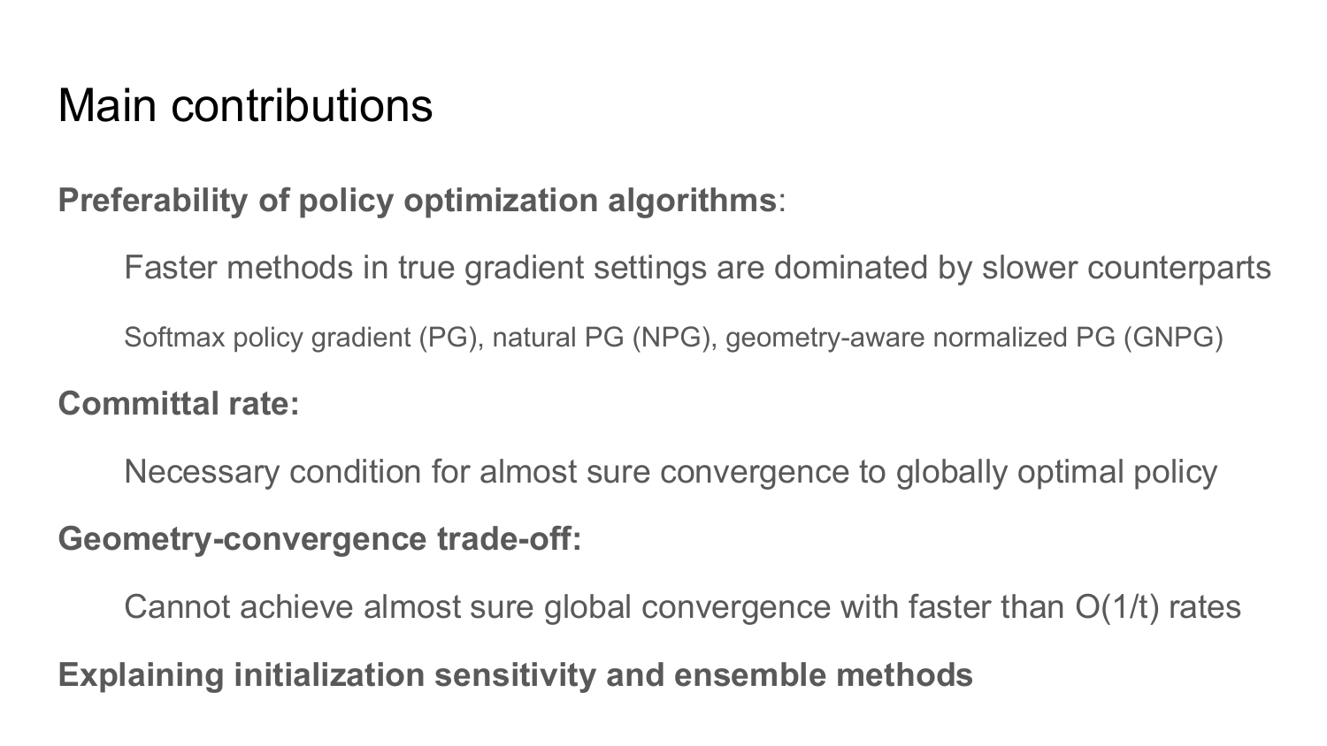# Main contributions

**Preferability of policy optimization algorithms**:

Faster methods in true gradient settings are dominated by slower counterparts

Softmax policy gradient (PG), natural PG (NPG), geometry-aware normalized PG (GNPG)

**Committal rate:**

Necessary condition for almost sure convergence to globally optimal policy

**Geometry-convergence trade-off:**

Cannot achieve almost sure global convergence with faster than $O(1/t)$ rates

**Explaining initialization sensitivity and ensemble methods**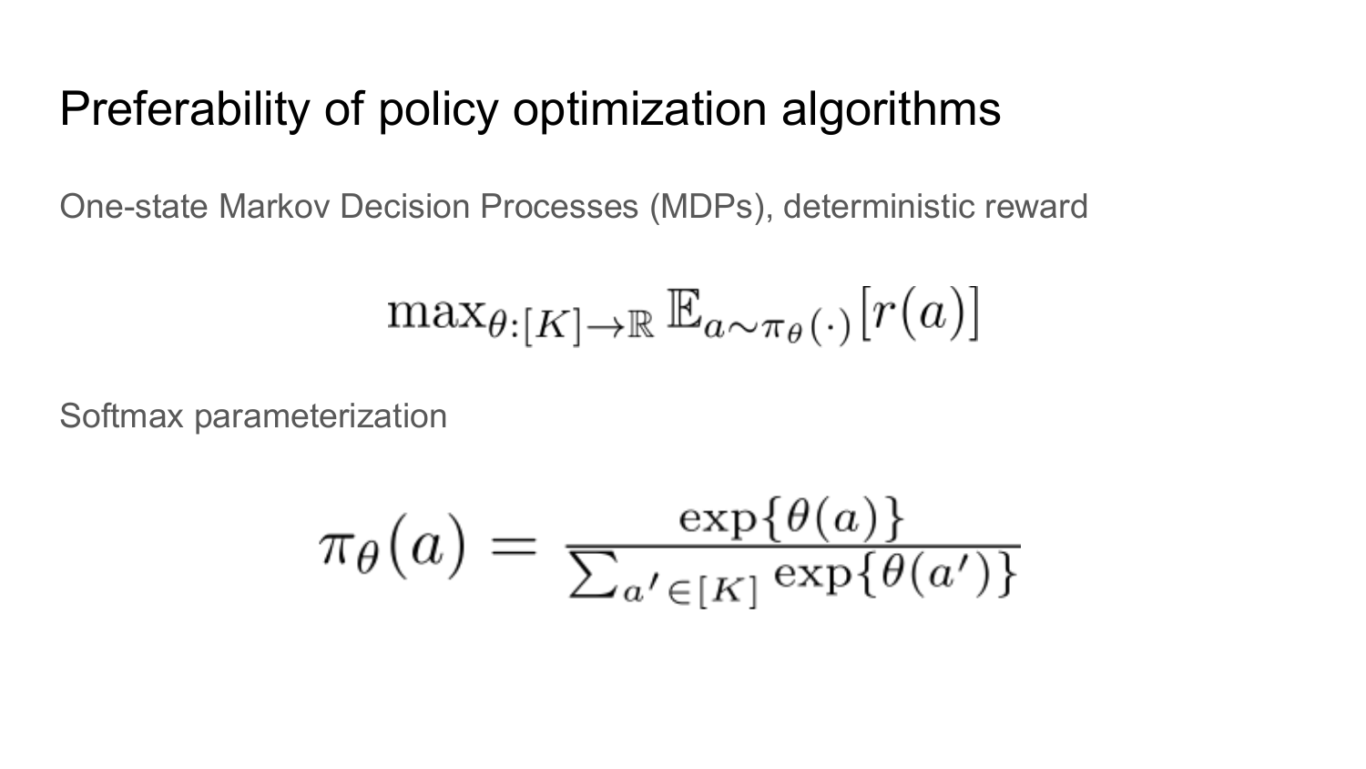# Preferability of policy optimization algorithms

One-state Markov Decision Processes (MDPs), deterministic reward

$$\max_{\theta:[K]\to\mathbb{R}} \mathbb{E}_{a\sim\pi_\theta(\cdot)}[r(a)]$$

Softmax parameterization

$$\pi_\theta(a) = \frac{\exp\{\theta(a)\}}{\sum_{a'\in[K]} \exp\{\theta(a')\}}$$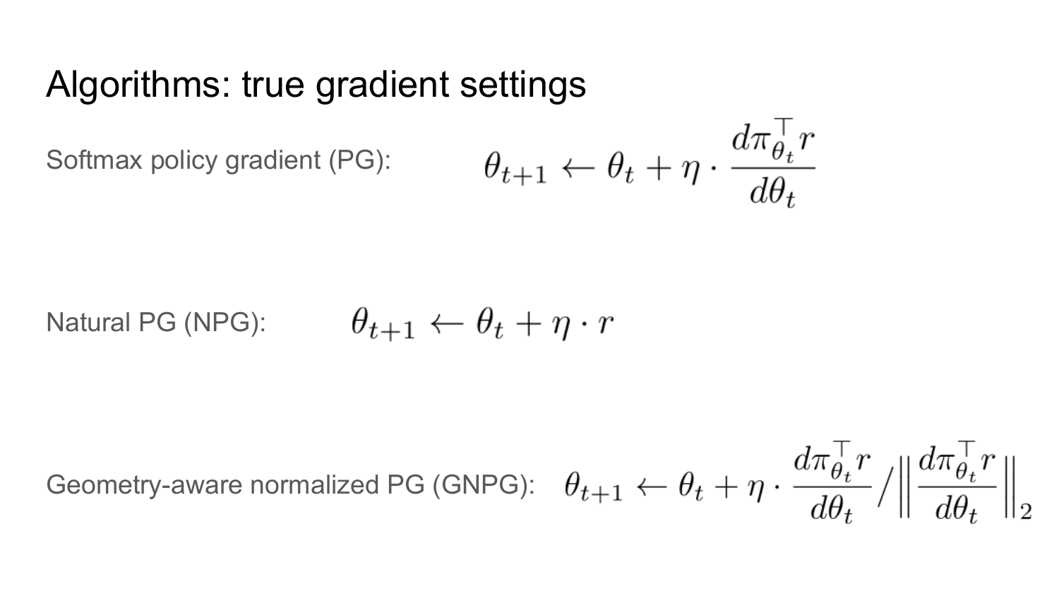# Algorithms: true gradient settings

Softmax policy gradient (PG):

$$\theta_{t+1} \leftarrow \theta_t + \eta \cdot \frac{d\pi_{\theta_t}^\top r}{d\theta_t}$$

Natural PG (NPG):

$$\theta_{t+1} \leftarrow \theta_t + \eta \cdot r$$

Geometry-aware normalized PG (GNPG):

$$\theta_{t+1} \leftarrow \theta_t + \eta \cdot \frac{d\pi_{\theta_t}^\top r}{d\theta_t} \Big/ \left\| \frac{d\pi_{\theta_t}^\top r}{d\theta_t} \right\|_2$$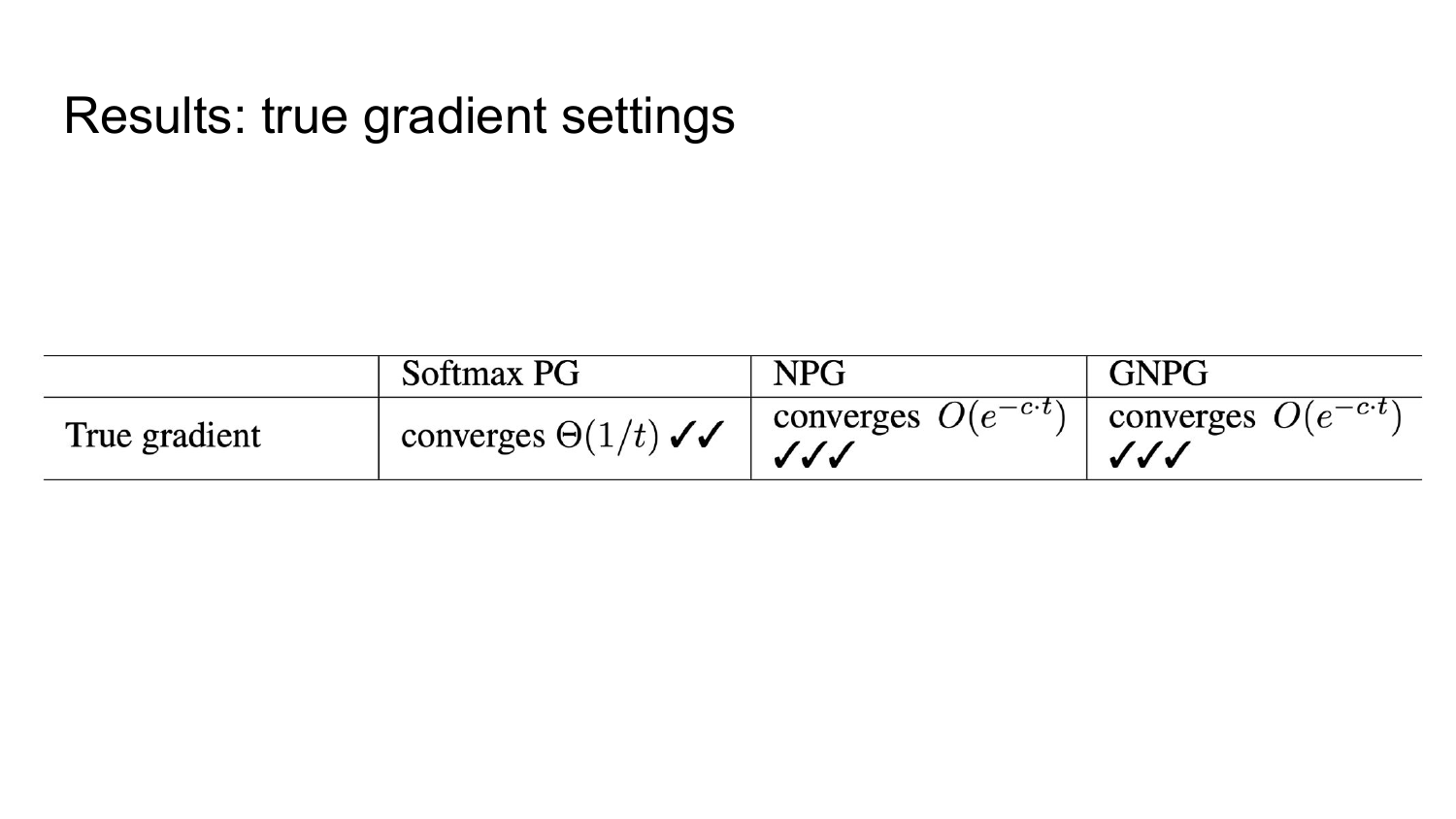# Results: true gradient settings

| | Softmax PG | NPG | GNPG |
|---|---|---|---|
| True gradient | converges $\Theta(1/t)$ ✓✓ | converges $O(e^{-c \cdot t})$ ✓✓✓ | converges $O(e^{-c \cdot t})$ ✓✓✓ |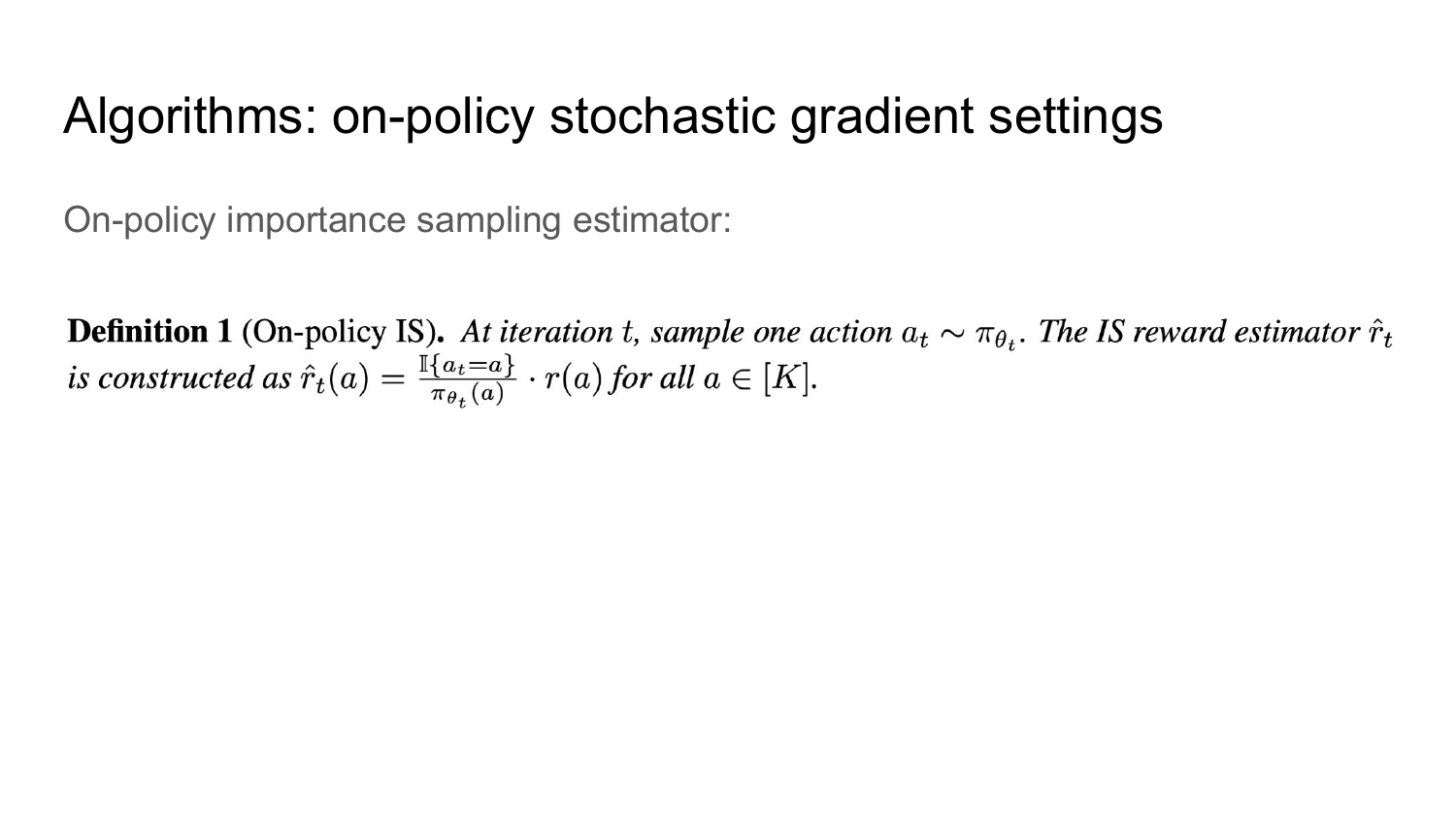# Algorithms: on-policy stochastic gradient settings

On-policy importance sampling estimator:

**Definition 1** (On-policy IS)**.** *At iteration $t$, sample one action $a_t \sim \pi_{\theta_t}$. The IS reward estimator $\hat{r}_t$ is constructed as $\hat{r}_t(a) = \frac{\mathbb{I}\{a_t = a\}}{\pi_{\theta_t}(a)} \cdot r(a)$ for all $a \in [K]$.*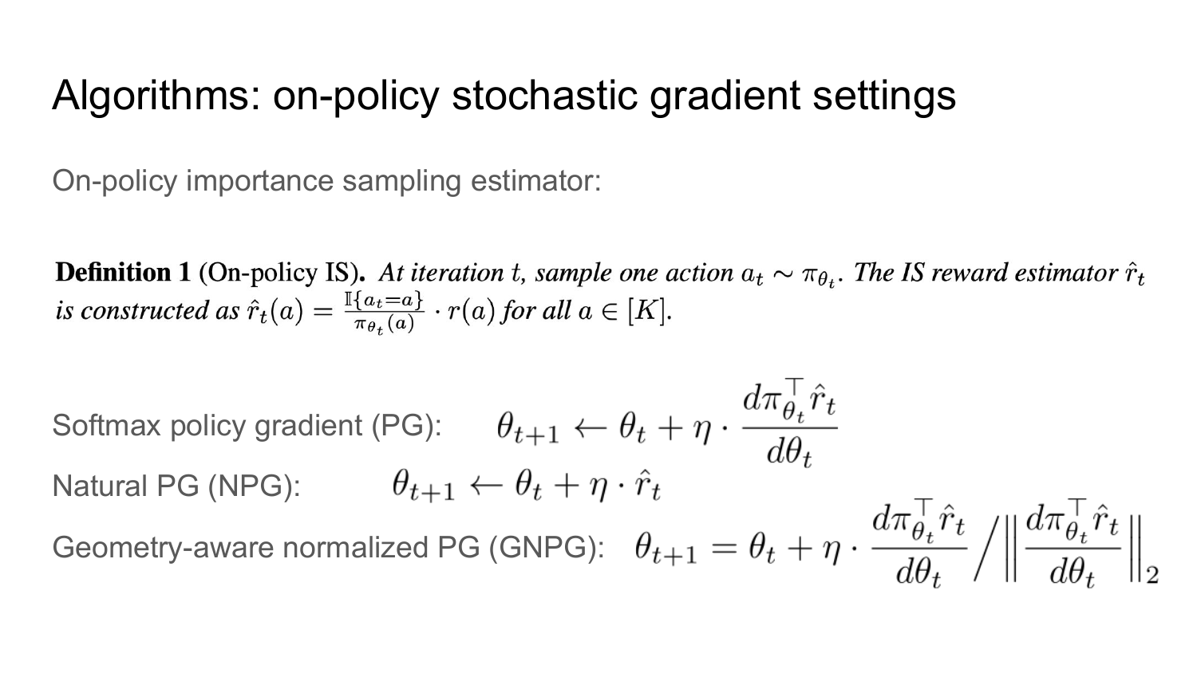# Algorithms: on-policy stochastic gradient settings

On-policy importance sampling estimator:

**Definition 1** (On-policy IS)**.** *At iteration $t$, sample one action $a_t \sim \pi_{\theta_t}$. The IS reward estimator $\hat{r}_t$ is constructed as $\hat{r}_t(a) = \frac{\mathbb{I}\{a_t = a\}}{\pi_{\theta_t}(a)} \cdot r(a)$ for all $a \in [K]$.*

Softmax policy gradient (PG): $\theta_{t+1} \leftarrow \theta_t + \eta \cdot \frac{d\pi_{\theta_t}^\top \hat{r}_t}{d\theta_t}$

Natural PG (NPG): $\theta_{t+1} \leftarrow \theta_t + \eta \cdot \hat{r}_t$

Geometry-aware normalized PG (GNPG): $\theta_{t+1} = \theta_t + \eta \cdot \frac{d\pi_{\theta_t}^\top \hat{r}_t}{d\theta_t} \Big/ \left\| \frac{d\pi_{\theta_t}^\top \hat{r}_t}{d\theta_t} \right\|_2$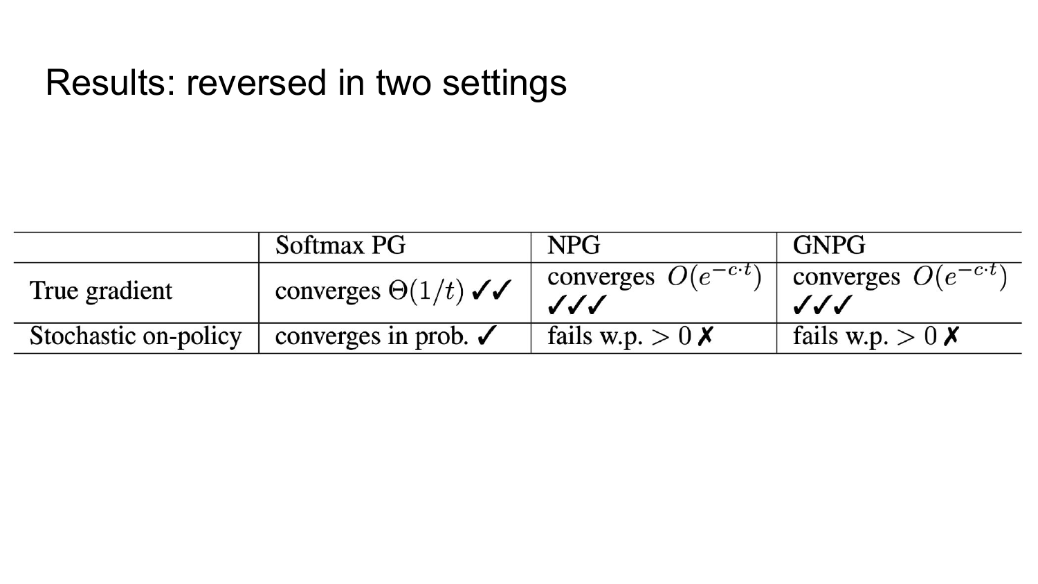# Results: reversed in two settings

| | Softmax PG | NPG | GNPG |
|---|---|---|---|
| True gradient | converges $\Theta(1/t)$ ✓✓ | converges $O(e^{-c \cdot t})$ ✓✓✓ | converges $O(e^{-c \cdot t})$ ✓✓✓ |
| Stochastic on-policy | converges in prob. ✓ | fails w.p. $> 0$ ✗ | fails w.p. $> 0$ ✗ |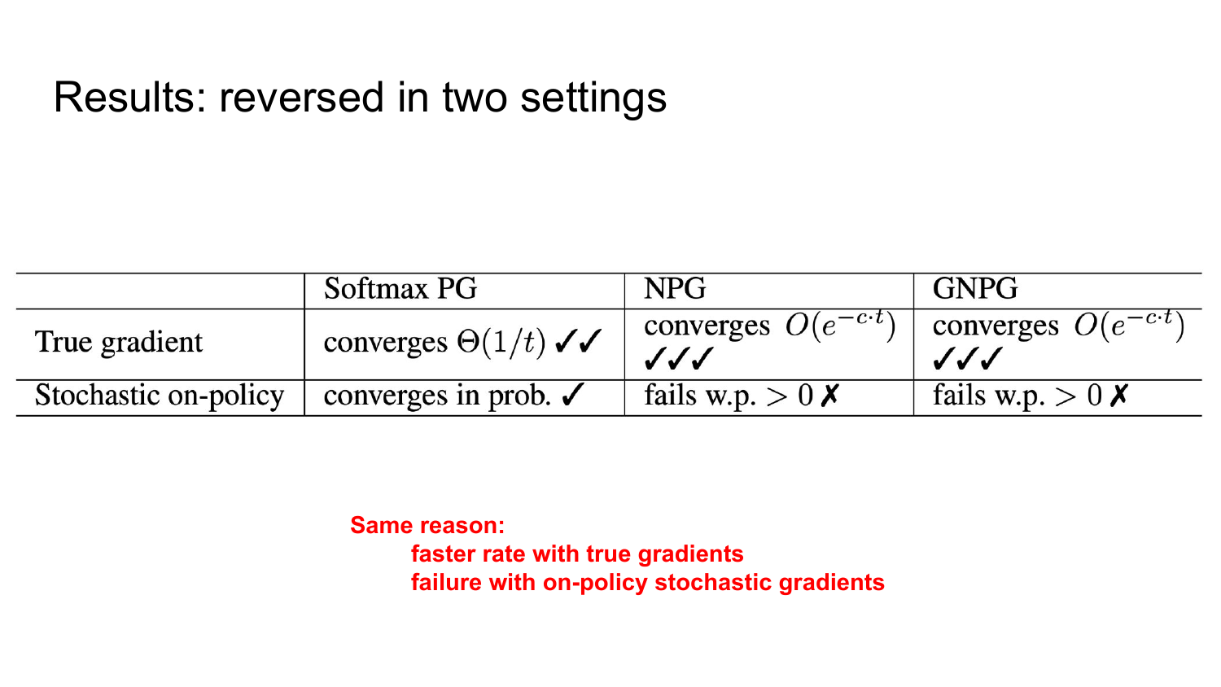# Results: reversed in two settings

| | Softmax PG | NPG | GNPG |
|---|---|---|---|
| True gradient | converges $\Theta(1/t)$ ✓✓ | converges $O(e^{-c \cdot t})$ ✓✓✓ | converges $O(e^{-c \cdot t})$ ✓✓✓ |
| Stochastic on-policy | converges in prob. ✓ | fails w.p. $> 0$ ✗ | fails w.p. $> 0$ ✗ |

**Same reason:**

- **faster rate with true gradients**
- **failure with on-policy stochastic gradients**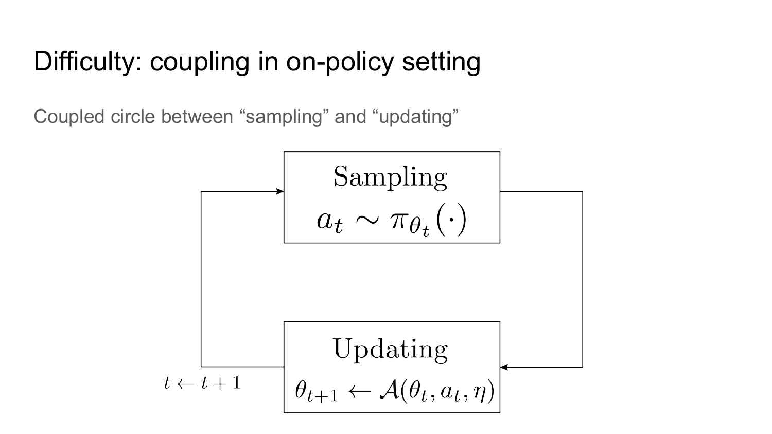# Difficulty: coupling in on-policy setting

Coupled circle between “sampling” and “updating”

Sampling

$a_t \sim \pi_{\theta_t}(\cdot)$

Updating

$\theta_{t+1} \leftarrow \mathcal{A}(\theta_t, a_t, \eta)$

$t \leftarrow t + 1$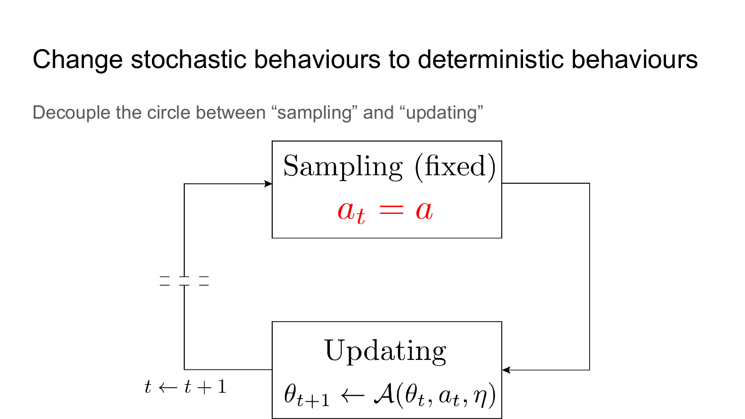# Change stochastic behaviours to deterministic behaviours

Decouple the circle between “sampling” and “updating”

Sampling (fixed)

$a_t = a$

Updating

$\theta_{t+1} \leftarrow \mathcal{A}(\theta_t, a_t, \eta)$

$t \leftarrow t + 1$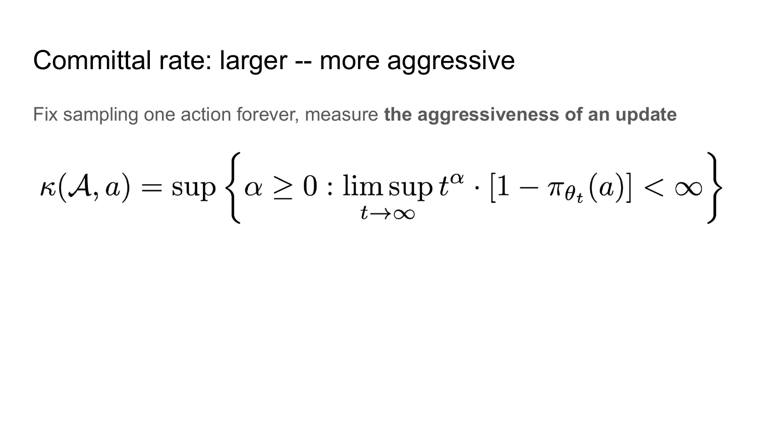# Committal rate: larger -- more aggressive

Fix sampling one action forever, measure **the aggressiveness of an update**

$$\kappa(\mathcal{A}, a) = \sup\left\{\alpha \geq 0 : \limsup_{t \to \infty} t^{\alpha} \cdot [1 - \pi_{\theta_t}(a)] < \infty\right\}$$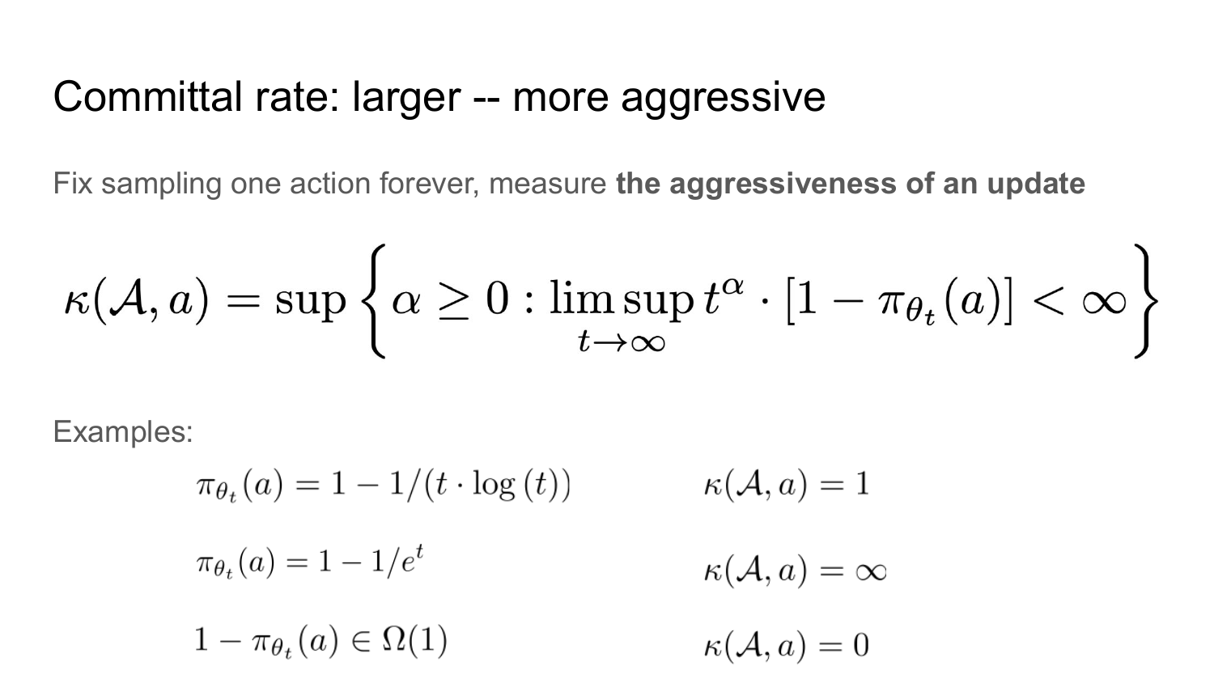# Committal rate: larger -- more aggressive

Fix sampling one action forever, measure **the aggressiveness of an update**

$$\kappa(\mathcal{A}, a) = \sup \left\{ \alpha \geq 0 : \limsup_{t \to \infty} t^{\alpha} \cdot [1 - \pi_{\theta_t}(a)] < \infty \right\}$$

Examples:

| | |
|---|---|
| $\pi_{\theta_t}(a) = 1 - 1/(t \cdot \log(t))$ | $\kappa(\mathcal{A}, a) = 1$ |
| $\pi_{\theta_t}(a) = 1 - 1/e^t$ | $\kappa(\mathcal{A}, a) = \infty$ |
| $1 - \pi_{\theta_t}(a) \in \Omega(1)$ | $\kappa(\mathcal{A}, a) = 0$ |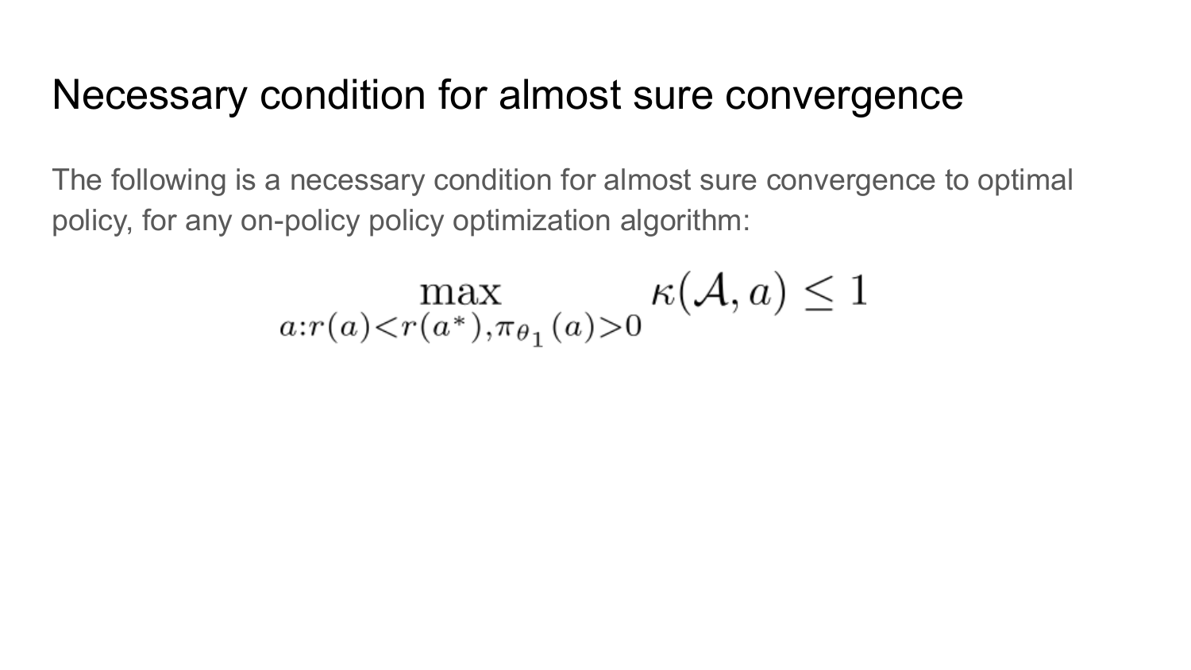# Necessary condition for almost sure convergence

The following is a necessary condition for almost sure convergence to optimal policy, for any on-policy policy optimization algorithm:

$$\max_{a: r(a) < r(a^*), \pi_{\theta_1}(a) > 0} \kappa(\mathcal{A}, a) \leq 1$$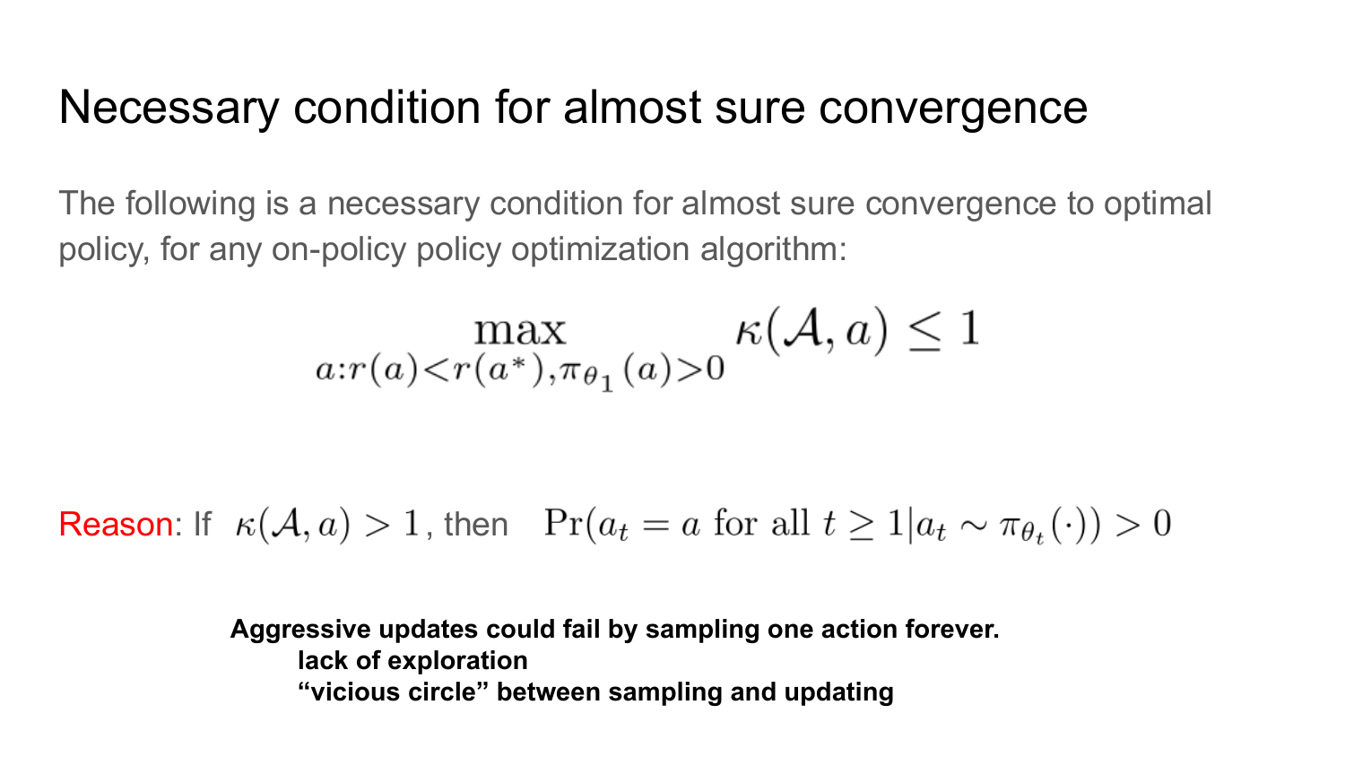# Necessary condition for almost sure convergence

The following is a necessary condition for almost sure convergence to optimal policy, for any on-policy policy optimization algorithm:

$$\max_{a: r(a) < r(a^*), \pi_{\theta_1}(a) > 0} \kappa(\mathcal{A}, a) \leq 1$$

Reason: If $\kappa(\mathcal{A}, a) > 1$, then $\Pr(a_t = a \text{ for all } t \geq 1 | a_t \sim \pi_{\theta_t}(\cdot)) > 0$

**Aggressive updates could fail by sampling one action forever.**

- **lack of exploration**
- **"vicious circle" between sampling and updating**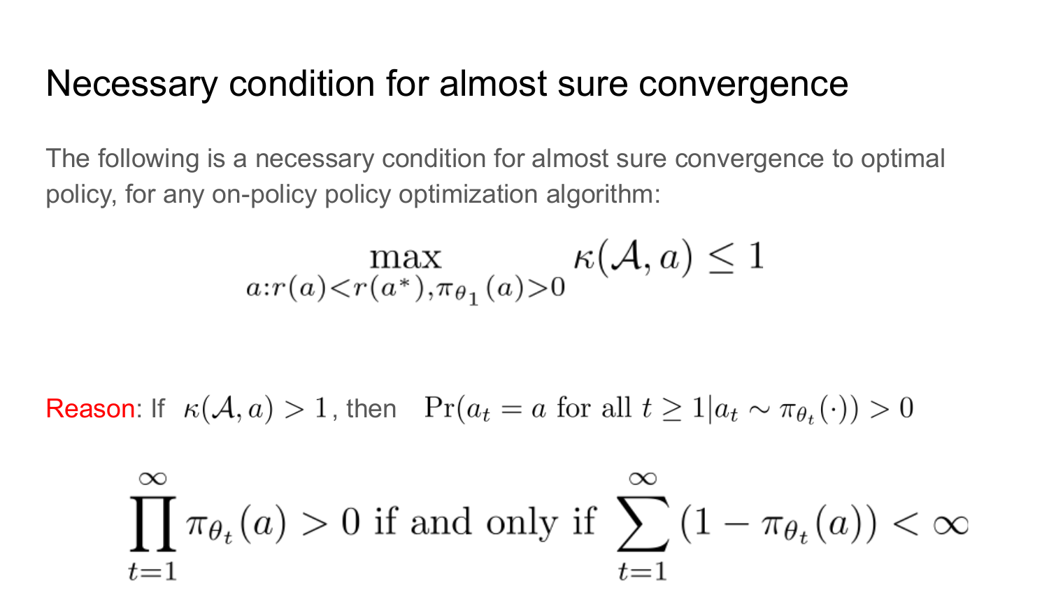# Necessary condition for almost sure convergence

The following is a necessary condition for almost sure convergence to optimal policy, for any on-policy policy optimization algorithm:

$$\max_{a: r(a) < r(a^*), \pi_{\theta_1}(a) > 0} \kappa(\mathcal{A}, a) \leq 1$$

Reason: If $\kappa(\mathcal{A}, a) > 1$, then $\Pr(a_t = a \text{ for all } t \geq 1 | a_t \sim \pi_{\theta_t}(\cdot)) > 0$

$$\prod_{t=1}^{\infty} \pi_{\theta_t}(a) > 0 \text{ if and only if } \sum_{t=1}^{\infty} (1 - \pi_{\theta_t}(a)) < \infty$$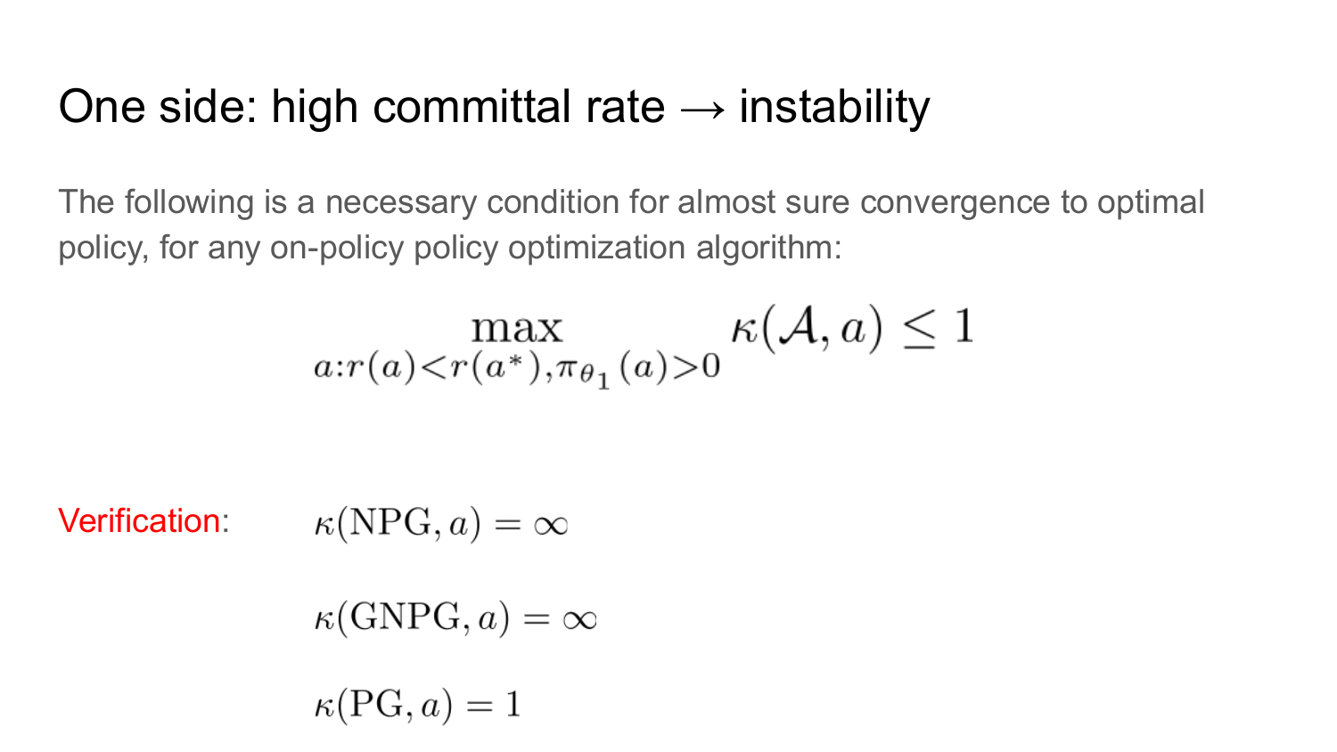# One side: high committal rate → instability

The following is a necessary condition for almost sure convergence to optimal policy, for any on-policy policy optimization algorithm:

$$\max_{a: r(a) < r(a^*), \pi_{\theta_1}(a) > 0} \kappa(\mathcal{A}, a) \leq 1$$

Verification:

$$\kappa(\mathrm{NPG}, a) = \infty$$

$$\kappa(\mathrm{GNPG}, a) = \infty$$

$$\kappa(\mathrm{PG}, a) = 1$$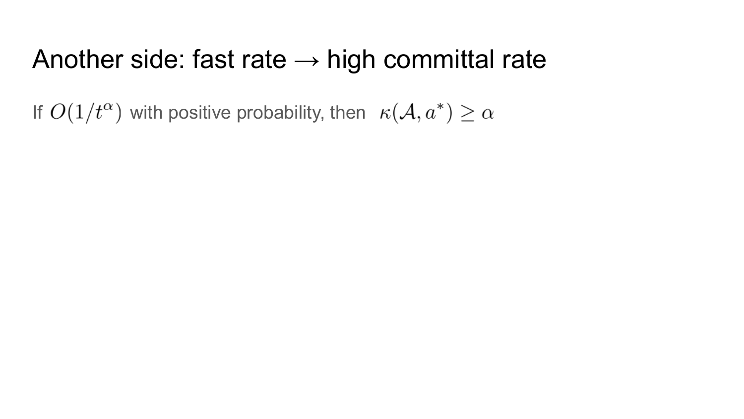# Another side: fast rate → high committal rate

If $O(1/t^\alpha)$ with positive probability, then $\kappa(\mathcal{A}, a^*) \geq \alpha$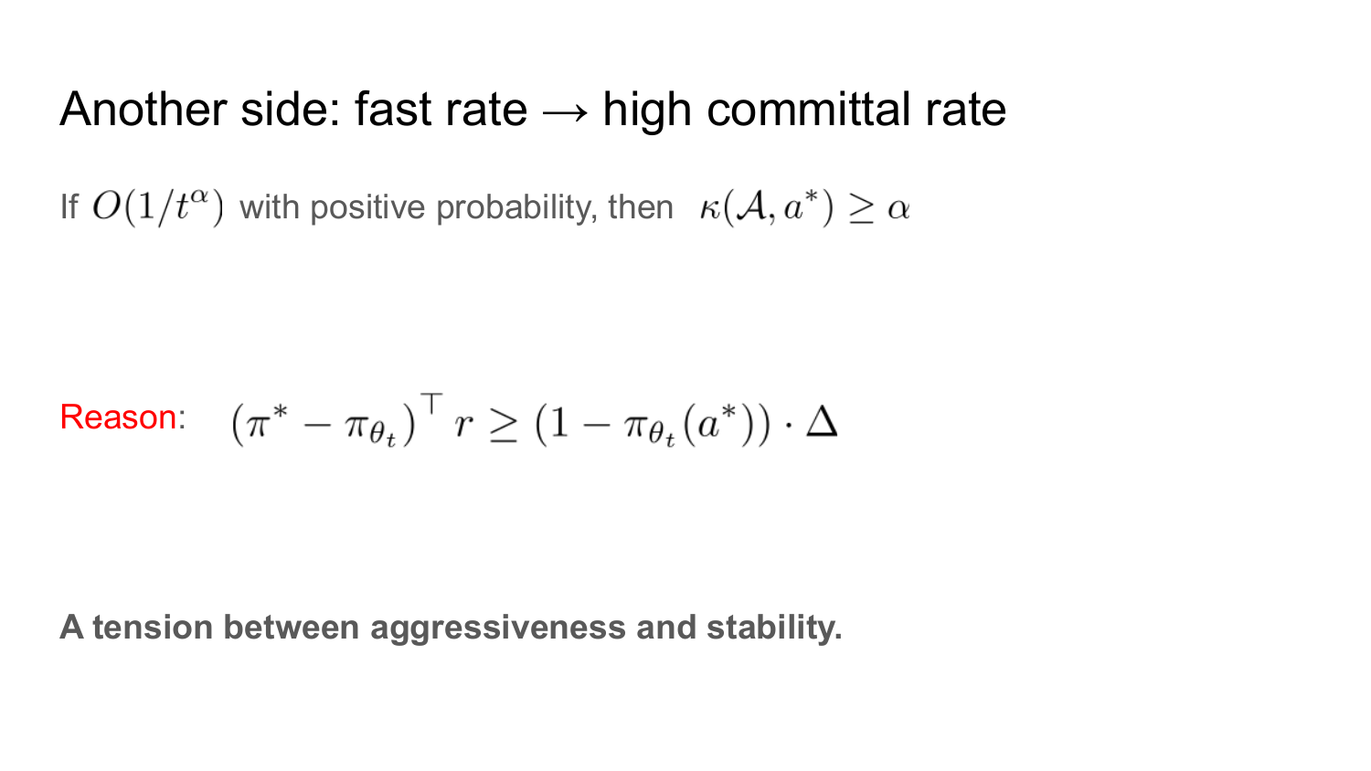# Another side: fast rate → high committal rate

If $O(1/t^{\alpha})$ with positive probability, then $\kappa(\mathcal{A}, a^*) \geq \alpha$

Reason: $$\left(\pi^* - \pi_{\theta_t}\right)^\top r \geq \left(1 - \pi_{\theta_t}(a^*)\right) \cdot \Delta$$

**A tension between aggressiveness and stability.**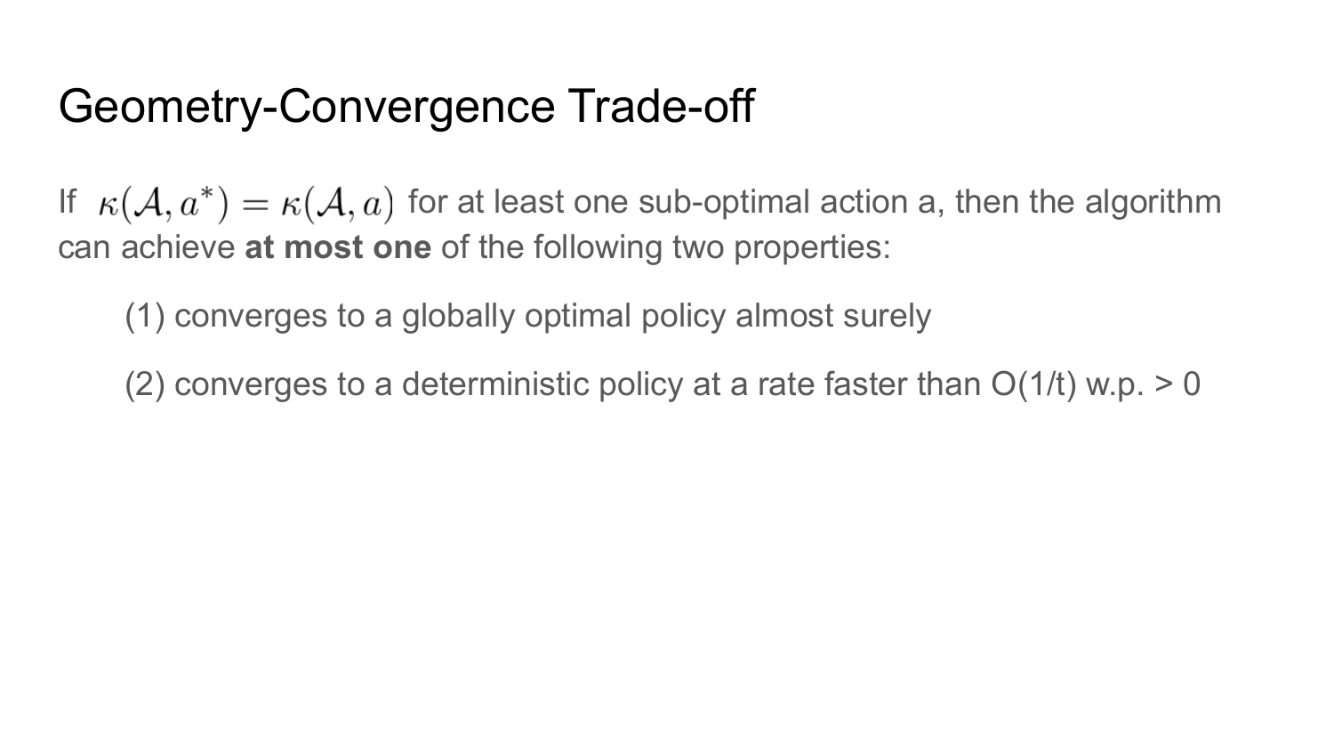# Geometry-Convergence Trade-off

If $\kappa(\mathcal{A}, a^*) = \kappa(\mathcal{A}, a)$ for at least one sub-optimal action a, then the algorithm can achieve **at most one** of the following two properties:

(1) converges to a globally optimal policy almost surely

(2) converges to a deterministic policy at a rate faster than $O(1/t)$ w.p. $> 0$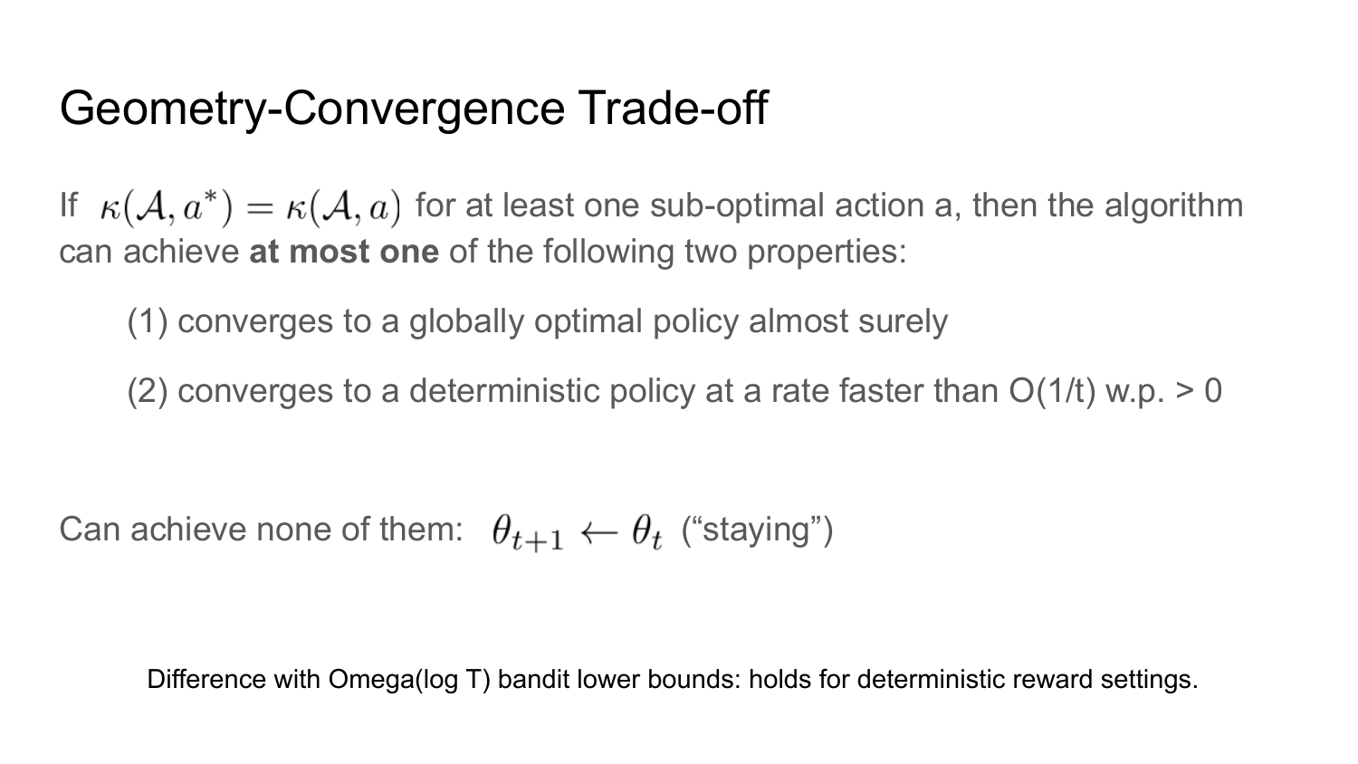# Geometry-Convergence Trade-off

If $\kappa(\mathcal{A}, a^*) = \kappa(\mathcal{A}, a)$ for at least one sub-optimal action a, then the algorithm can achieve **at most one** of the following two properties:

(1) converges to a globally optimal policy almost surely

(2) converges to a deterministic policy at a rate faster than O(1/t) w.p. > 0

Can achieve none of them: $\theta_{t+1} \leftarrow \theta_t$ (“staying”)

Difference with Omega(log T) bandit lower bounds: holds for deterministic reward settings.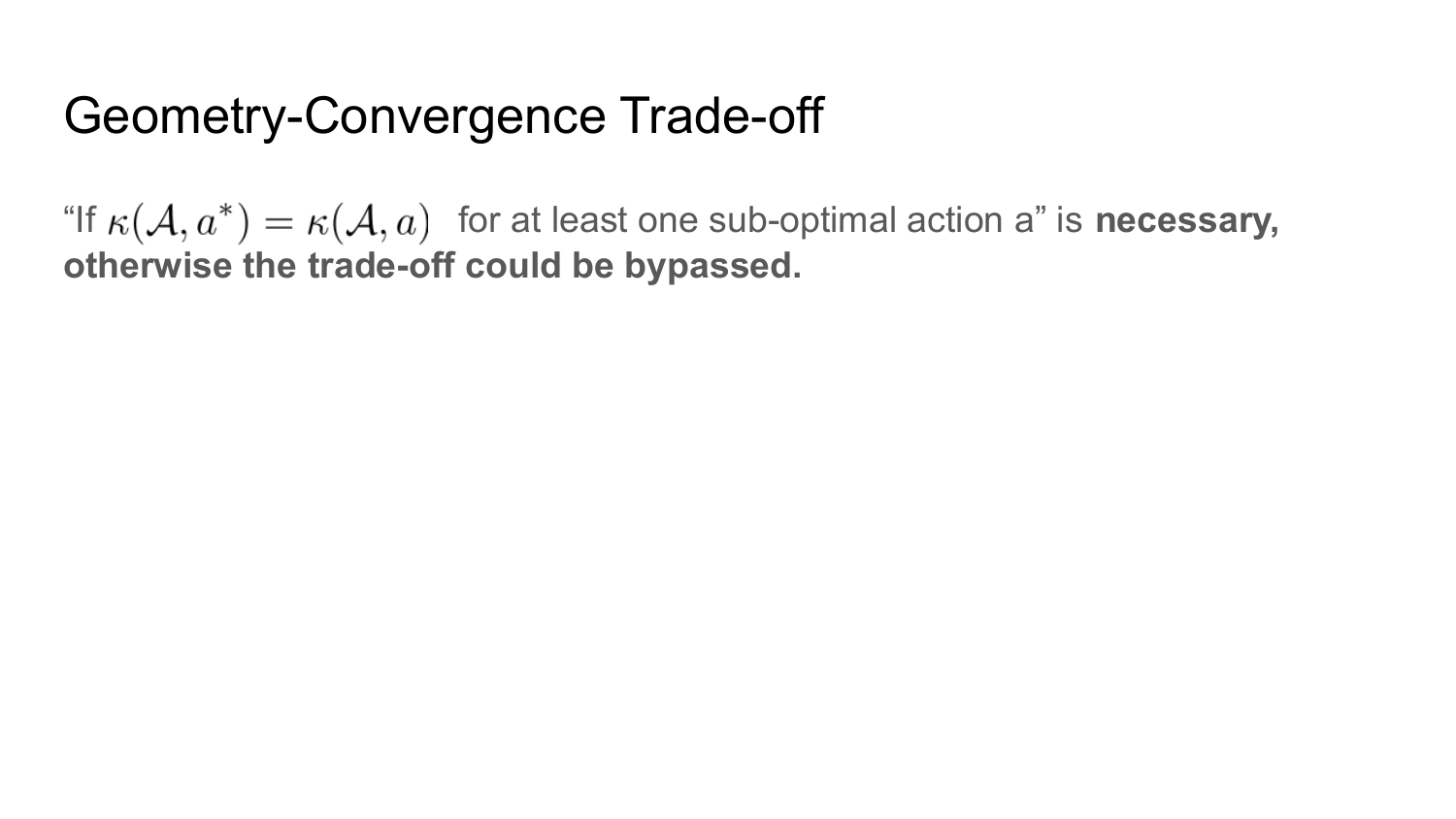# Geometry-Convergence Trade-off

"If $\kappa(\mathcal{A}, a^*) = \kappa(\mathcal{A}, a)$ for at least one sub-optimal action a" is **necessary, otherwise the trade-off could be bypassed.**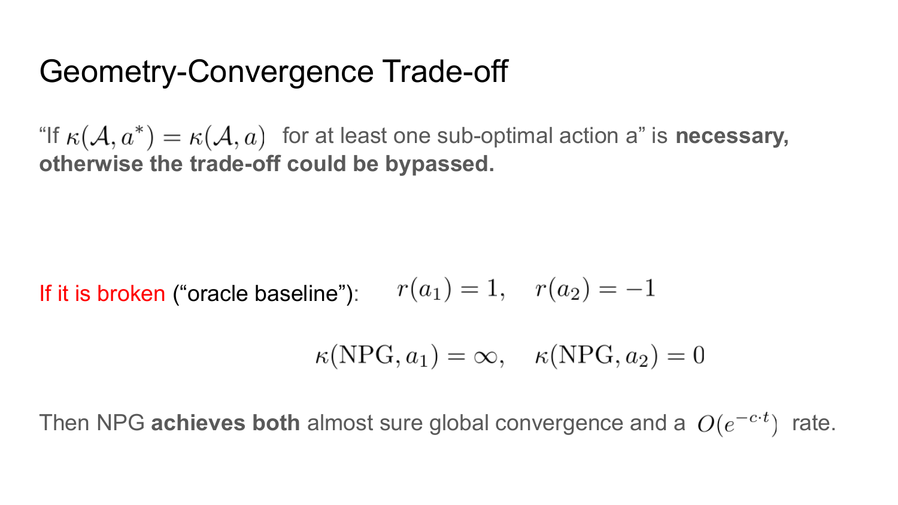# Geometry-Convergence Trade-off

“If $\kappa(\mathcal{A}, a^*) = \kappa(\mathcal{A}, a)$ for at least one sub-optimal action a” is **necessary, otherwise the trade-off could be bypassed.**

If it is broken (“oracle baseline”): $r(a_1) = 1, \quad r(a_2) = -1$

$$\kappa(\mathrm{NPG}, a_1) = \infty, \quad \kappa(\mathrm{NPG}, a_2) = 0$$

Then NPG **achieves both** almost sure global convergence and a $O(e^{-c \cdot t})$ rate.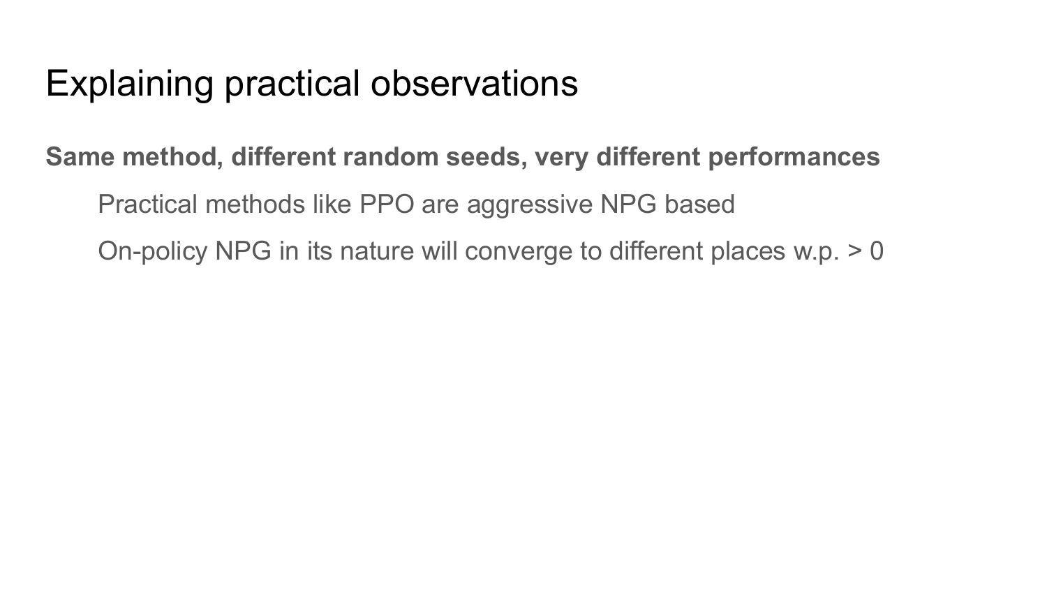# Explaining practical observations

**Same method, different random seeds, very different performances**

- Practical methods like PPO are aggressive NPG based
- On-policy NPG in its nature will converge to different places w.p. > 0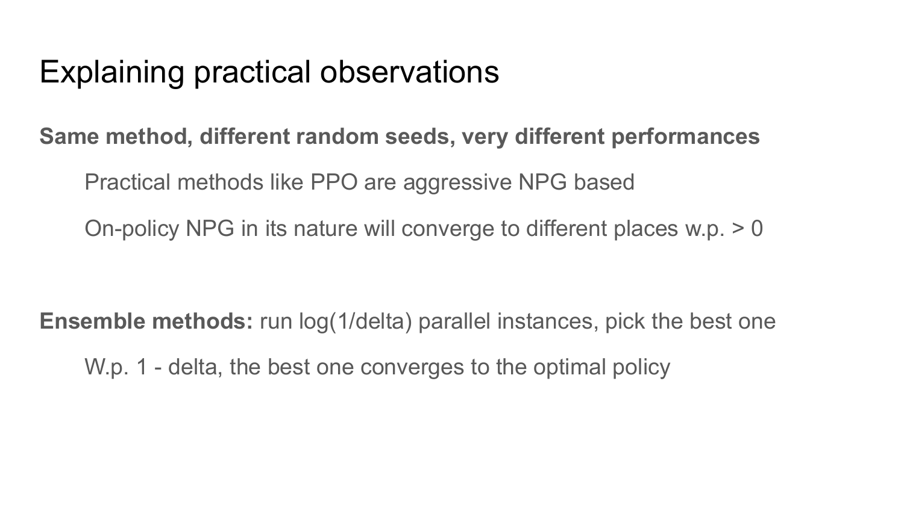# Explaining practical observations

**Same method, different random seeds, very different performances**

Practical methods like PPO are aggressive NPG based

On-policy NPG in its nature will converge to different places w.p. > 0

**Ensemble methods:** run log(1/delta) parallel instances, pick the best one

W.p. 1 - delta, the best one converges to the optimal policy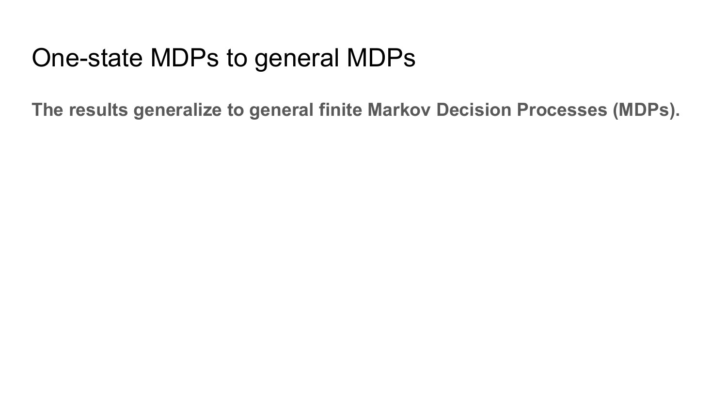# One-state MDPs to general MDPs

**The results generalize to general finite Markov Decision Processes (MDPs).**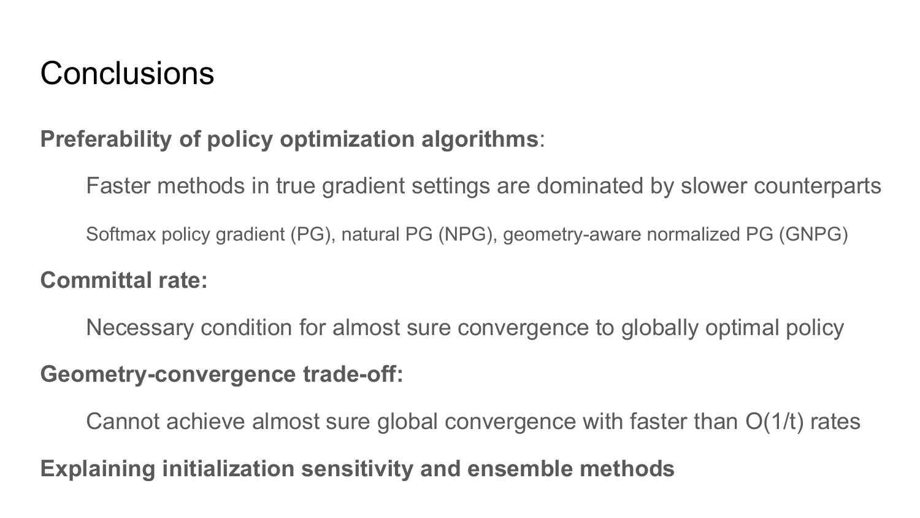# Conclusions

**Preferability of policy optimization algorithms**:

Faster methods in true gradient settings are dominated by slower counterparts

Softmax policy gradient (PG), natural PG (NPG), geometry-aware normalized PG (GNPG)

**Committal rate:**

Necessary condition for almost sure convergence to globally optimal policy

**Geometry-convergence trade-off:**

Cannot achieve almost sure global convergence with faster than $O(1/t)$ rates

**Explaining initialization sensitivity and ensemble methods**